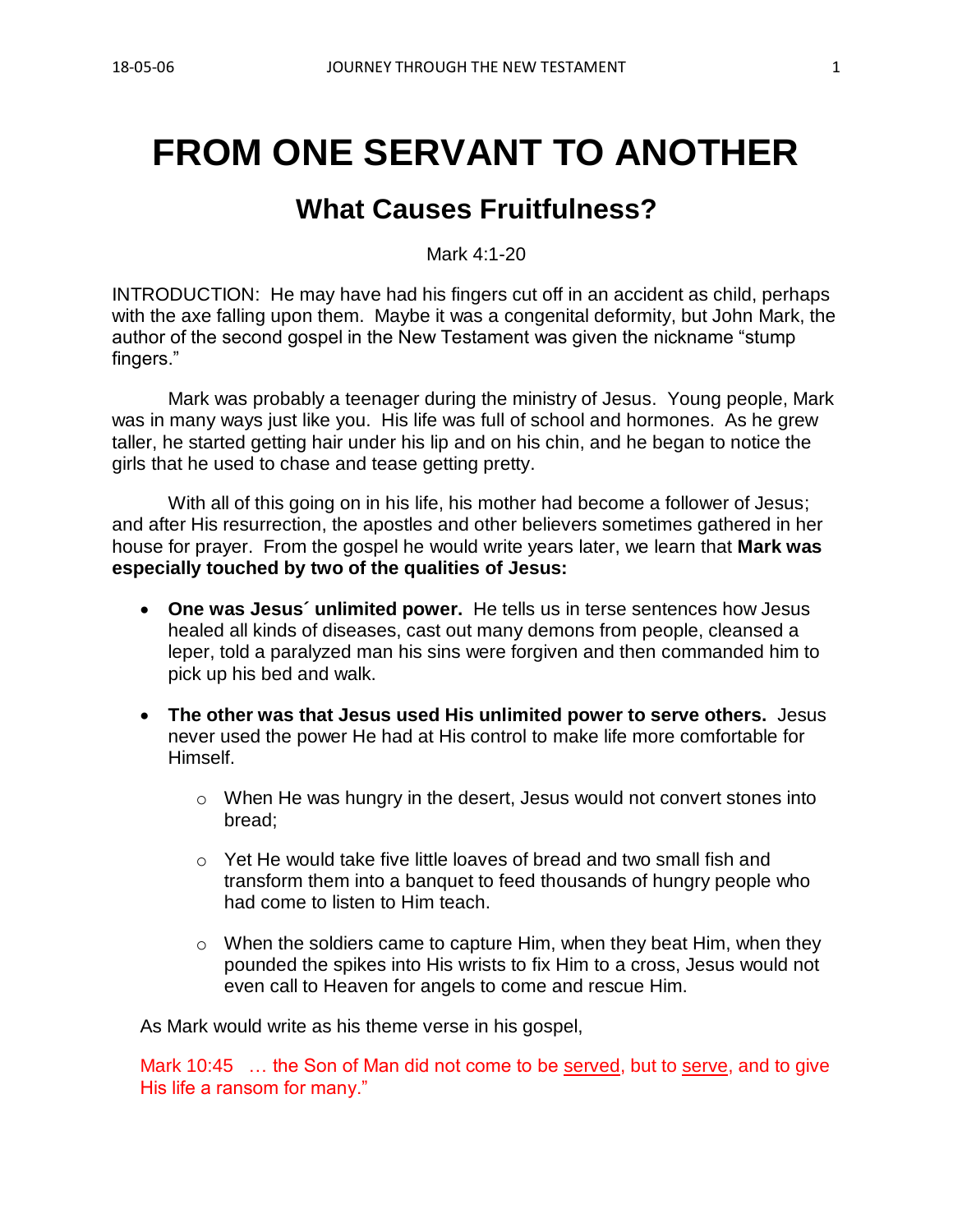# FROM ONE SERVANT TO ANOTHER

## What Causes Fruitfulness?

Mark 4:1-20

INTRODUCTION: He may have had his fingers cut off in an accident as child, perhaps with the axe falling upon them. Maybe it was a congenital deformity, but John Mark, the author of the second gospel in the New Testament was given the nickname "stump fingers."

Mark was probably a teenager during the ministry of Jesus. Young people, Mark was in many ways just like you. His life was full of school and hormones. As he grew taller, he started getting hair under his lip and on his chin, and he began to notice the girls that he used to chase and tease getting pretty.

With all of this going on in his life, his mother had become a follower of Jesus; and after His resurrection, the apostles and other believers sometimes gathered in her house for prayer. From the gospel he would write years later, we learn that **Mark was especially touched by two of the qualities of Jesus:**

- **One was Jesus´ unlimited power.** He tells us in terse sentences how Jesus healed all kinds of diseases, cast out many demons from people, cleansed a leper, told a paralyzed man his sins were forgiven and then commanded him to pick up his bed and walk.

- **The other was that Jesus used His unlimited power to serve others.** Jesus never used the power He had at His control to make life more comfortable for Himself.

  - When He was hungry in the desert, Jesus would not convert stones into bread;

  - Yet He would take five little loaves of bread and two small fish and transform them into a banquet to feed thousands of hungry people who had come to listen to Him teach.

  - When the soldiers came to capture Him, when they beat Him, when they pounded the spikes into His wrists to fix Him to a cross, Jesus would not even call to Heaven for angels to come and rescue Him.

As Mark would write as his theme verse in his gospel,

Mark 10:45 … the Son of Man did not come to be served, but to serve, and to give His life a ransom for many."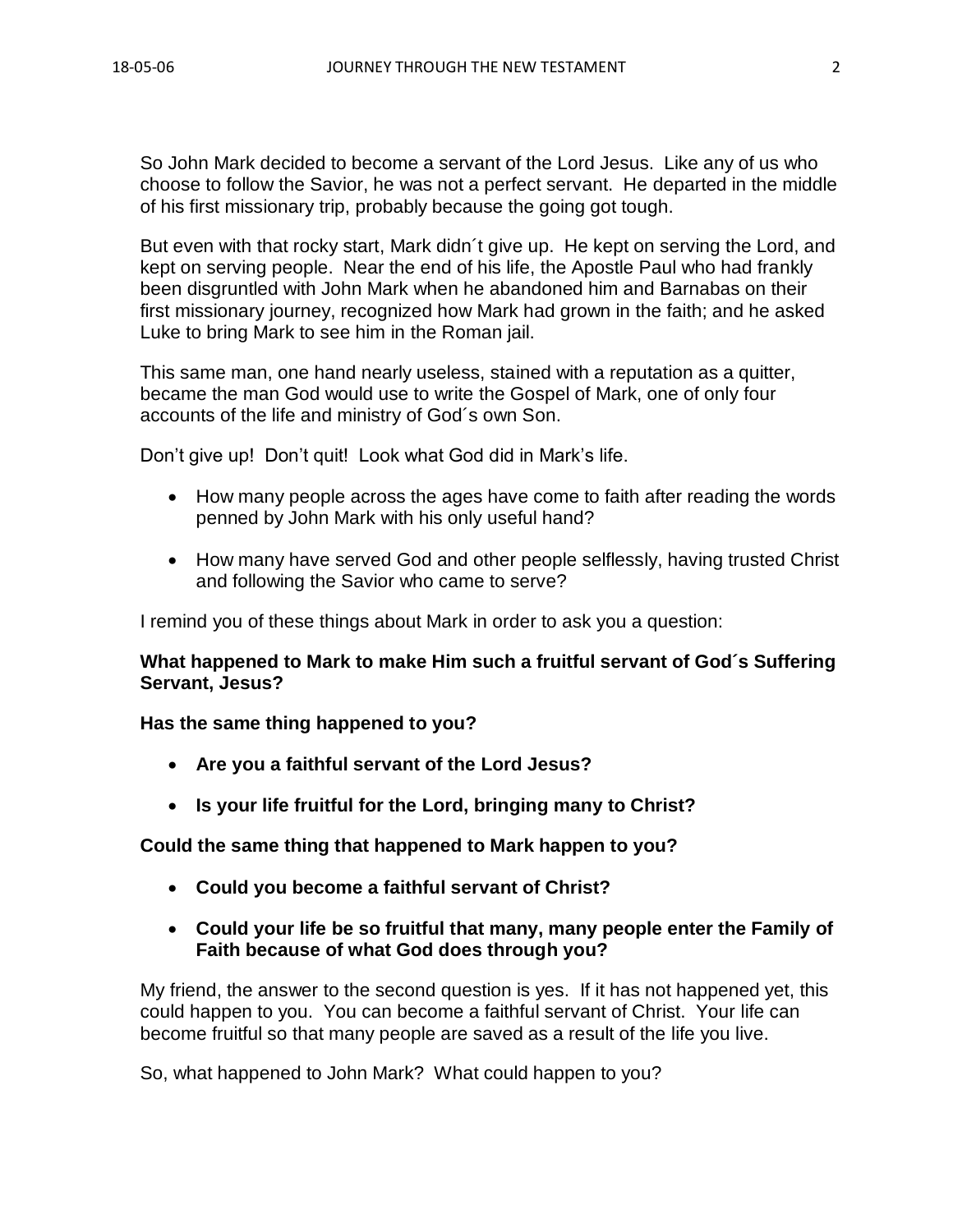So John Mark decided to become a servant of the Lord Jesus. Like any of us who choose to follow the Savior, he was not a perfect servant. He departed in the middle of his first missionary trip, probably because the going got tough.

But even with that rocky start, Mark didn´t give up. He kept on serving the Lord, and kept on serving people. Near the end of his life, the Apostle Paul who had frankly been disgruntled with John Mark when he abandoned him and Barnabas on their first missionary journey, recognized how Mark had grown in the faith; and he asked Luke to bring Mark to see him in the Roman jail.

This same man, one hand nearly useless, stained with a reputation as a quitter, became the man God would use to write the Gospel of Mark, one of only four accounts of the life and ministry of God´s own Son.

Don't give up! Don't quit! Look what God did in Mark's life.

- How many people across the ages have come to faith after reading the words penned by John Mark with his only useful hand?
- How many have served God and other people selflessly, having trusted Christ and following the Savior who came to serve?

I remind you of these things about Mark in order to ask you a question:

**What happened to Mark to make Him such a fruitful servant of God´s Suffering Servant, Jesus?**

**Has the same thing happened to you?**

- **Are you a faithful servant of the Lord Jesus?**
- **Is your life fruitful for the Lord, bringing many to Christ?**

**Could the same thing that happened to Mark happen to you?**

- **Could you become a faithful servant of Christ?**
- **Could your life be so fruitful that many, many people enter the Family of Faith because of what God does through you?**

My friend, the answer to the second question is yes. If it has not happened yet, this could happen to you. You can become a faithful servant of Christ. Your life can become fruitful so that many people are saved as a result of the life you live.

So, what happened to John Mark? What could happen to you?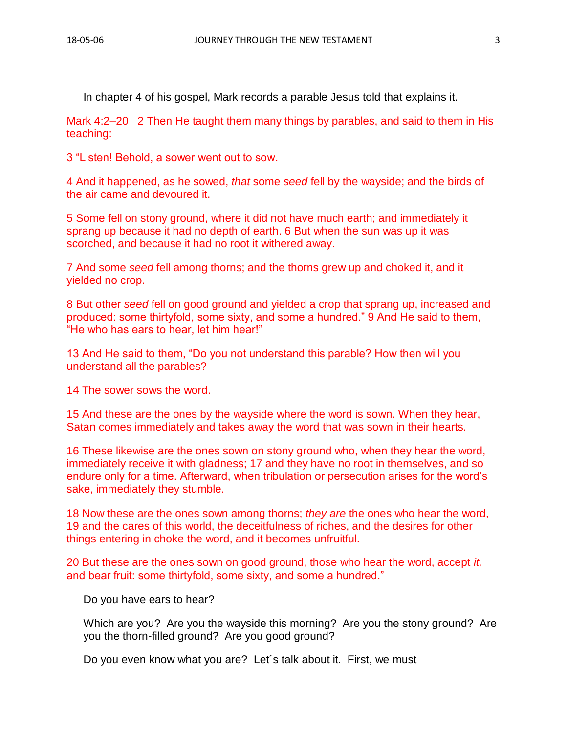In chapter 4 of his gospel, Mark records a parable Jesus told that explains it.

Mark 4:2–20   2 Then He taught them many things by parables, and said to them in His teaching:

3 "Listen! Behold, a sower went out to sow.

4 And it happened, as he sowed, *that* some *seed* fell by the wayside; and the birds of the air came and devoured it.

5 Some fell on stony ground, where it did not have much earth; and immediately it sprang up because it had no depth of earth. 6 But when the sun was up it was scorched, and because it had no root it withered away.

7 And some *seed* fell among thorns; and the thorns grew up and choked it, and it yielded no crop.

8 But other *seed* fell on good ground and yielded a crop that sprang up, increased and produced: some thirtyfold, some sixty, and some a hundred." 9 And He said to them, "He who has ears to hear, let him hear!"

13 And He said to them, "Do you not understand this parable? How then will you understand all the parables?

14 The sower sows the word.

15 And these are the ones by the wayside where the word is sown. When they hear, Satan comes immediately and takes away the word that was sown in their hearts.

16 These likewise are the ones sown on stony ground who, when they hear the word, immediately receive it with gladness; 17 and they have no root in themselves, and so endure only for a time. Afterward, when tribulation or persecution arises for the word's sake, immediately they stumble.

18 Now these are the ones sown among thorns; *they are* the ones who hear the word, 19 and the cares of this world, the deceitfulness of riches, and the desires for other things entering in choke the word, and it becomes unfruitful.

20 But these are the ones sown on good ground, those who hear the word, accept *it,* and bear fruit: some thirtyfold, some sixty, and some a hundred."

Do you have ears to hear?

Which are you? Are you the wayside this morning? Are you the stony ground? Are you the thorn-filled ground? Are you good ground?

Do you even know what you are? Let´s talk about it. First, we must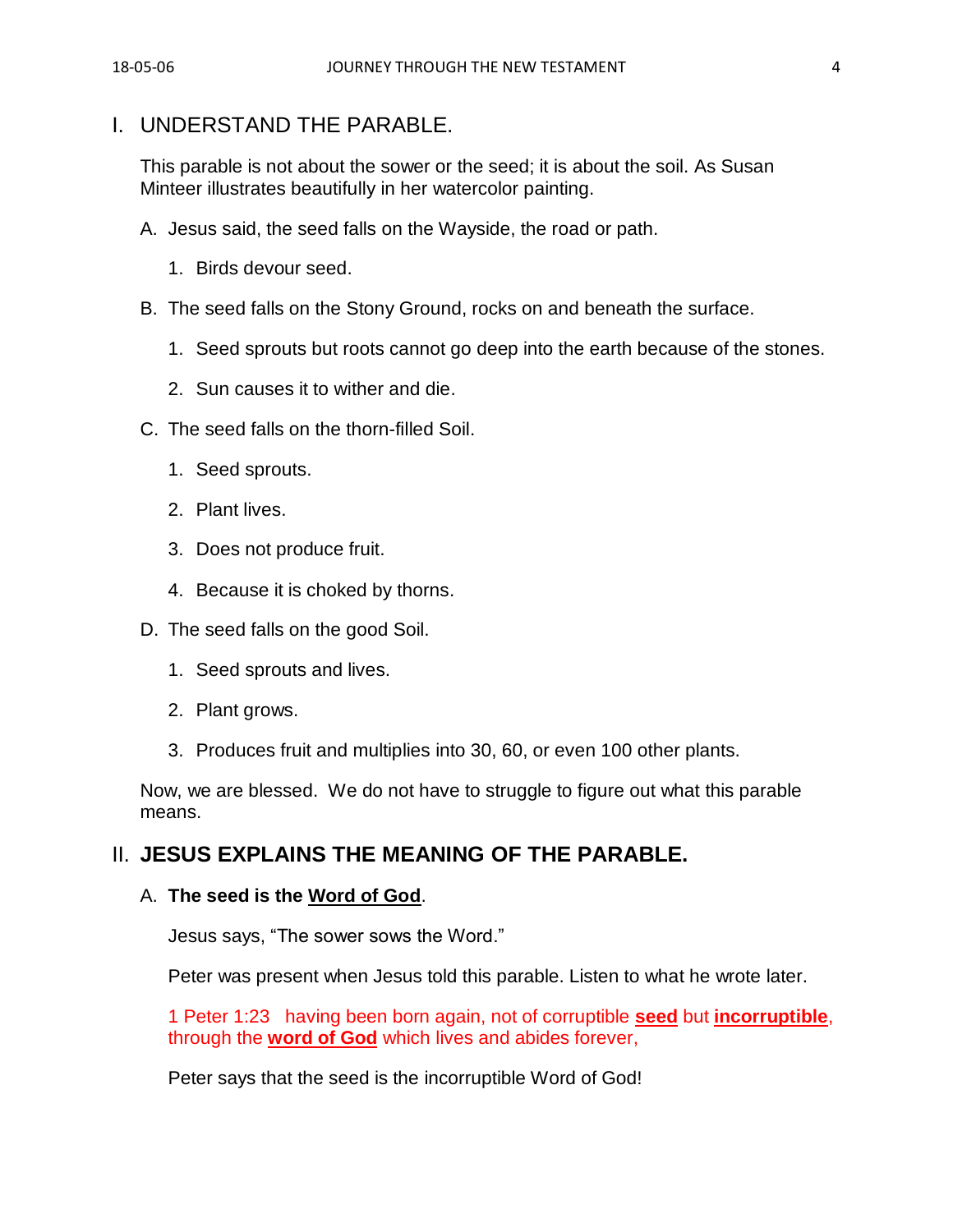## I. UNDERSTAND THE PARABLE.

This parable is not about the sower or the seed; it is about the soil. As Susan Minteer illustrates beautifully in her watercolor painting.

A. Jesus said, the seed falls on the Wayside, the road or path.

   1. Birds devour seed.

B. The seed falls on the Stony Ground, rocks on and beneath the surface.

   1. Seed sprouts but roots cannot go deep into the earth because of the stones.
   2. Sun causes it to wither and die.

C. The seed falls on the thorn-filled Soil.

   1. Seed sprouts.
   2. Plant lives.
   3. Does not produce fruit.
   4. Because it is choked by thorns.

D. The seed falls on the good Soil.

   1. Seed sprouts and lives.
   2. Plant grows.
   3. Produces fruit and multiplies into 30, 60, or even 100 other plants.

Now, we are blessed. We do not have to struggle to figure out what this parable means.

## II. JESUS EXPLAINS THE MEANING OF THE PARABLE.

### A. The seed is the <u>Word of God</u>.

Jesus says, "The sower sows the Word."

Peter was present when Jesus told this parable. Listen to what he wrote later.

1 Peter 1:23 having been born again, not of corruptible **<u>seed</u>** but **<u>incorruptible</u>**, through the **<u>word of God</u>** which lives and abides forever,

Peter says that the seed is the incorruptible Word of God!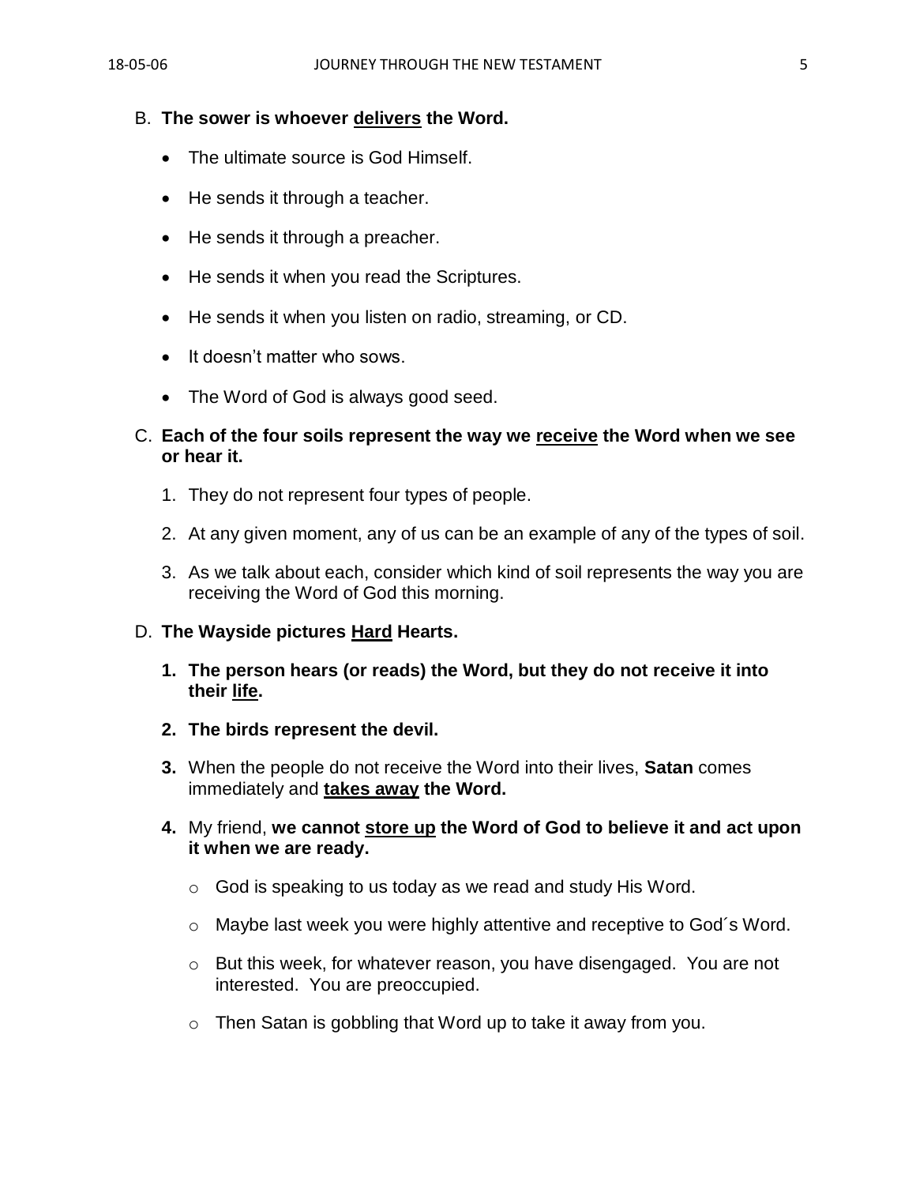B. **The sower is whoever delivers the Word.**

- The ultimate source is God Himself.
- He sends it through a teacher.
- He sends it through a preacher.
- He sends it when you read the Scriptures.
- He sends it when you listen on radio, streaming, or CD.
- It doesn't matter who sows.
- The Word of God is always good seed.

C. **Each of the four soils represent the way we receive the Word when we see or hear it.**

1. They do not represent four types of people.
2. At any given moment, any of us can be an example of any of the types of soil.
3. As we talk about each, consider which kind of soil represents the way you are receiving the Word of God this morning.

D. **The Wayside pictures Hard Hearts.**

1. **The person hears (or reads) the Word, but they do not receive it into their life.**
2. **The birds represent the devil.**
3. When the people do not receive the Word into their lives, **Satan** comes immediately and **takes away the Word.**
4. My friend, **we cannot store up the Word of God to believe it and act upon it when we are ready.**
   - God is speaking to us today as we read and study His Word.
   - Maybe last week you were highly attentive and receptive to God´s Word.
   - But this week, for whatever reason, you have disengaged. You are not interested. You are preoccupied.
   - Then Satan is gobbling that Word up to take it away from you.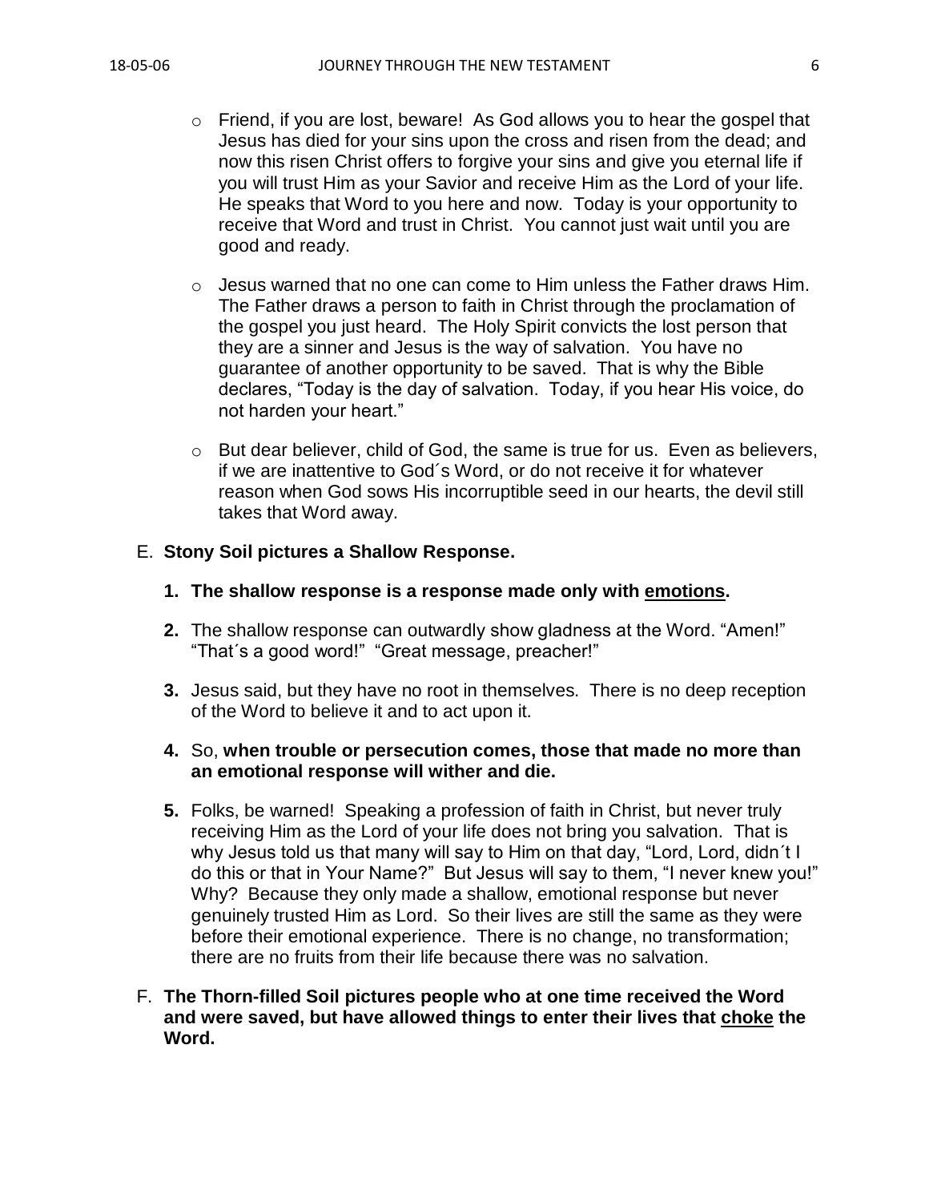- Friend, if you are lost, beware! As God allows you to hear the gospel that Jesus has died for your sins upon the cross and risen from the dead; and now this risen Christ offers to forgive your sins and give you eternal life if you will trust Him as your Savior and receive Him as the Lord of your life. He speaks that Word to you here and now. Today is your opportunity to receive that Word and trust in Christ. You cannot just wait until you are good and ready.

- Jesus warned that no one can come to Him unless the Father draws Him. The Father draws a person to faith in Christ through the proclamation of the gospel you just heard. The Holy Spirit convicts the lost person that they are a sinner and Jesus is the way of salvation. You have no guarantee of another opportunity to be saved. That is why the Bible declares, "Today is the day of salvation. Today, if you hear His voice, do not harden your heart."

- But dear believer, child of God, the same is true for us. Even as believers, if we are inattentive to God´s Word, or do not receive it for whatever reason when God sows His incorruptible seed in our hearts, the devil still takes that Word away.

E. **Stony Soil pictures a Shallow Response.**

1. **The shallow response is a response made only with <u>emotions</u>.**

2. The shallow response can outwardly show gladness at the Word. "Amen!" "That´s a good word!" "Great message, preacher!"

3. Jesus said, but they have no root in themselves. There is no deep reception of the Word to believe it and to act upon it.

4. So, **when trouble or persecution comes, those that made no more than an emotional response will wither and die.**

5. Folks, be warned! Speaking a profession of faith in Christ, but never truly receiving Him as the Lord of your life does not bring you salvation. That is why Jesus told us that many will say to Him on that day, "Lord, Lord, didn´t I do this or that in Your Name?" But Jesus will say to them, "I never knew you!" Why? Because they only made a shallow, emotional response but never genuinely trusted Him as Lord. So their lives are still the same as they were before their emotional experience. There is no change, no transformation; there are no fruits from their life because there was no salvation.

F. **The Thorn-filled Soil pictures people who at one time received the Word and were saved, but have allowed things to enter their lives that <u>choke</u> the Word.**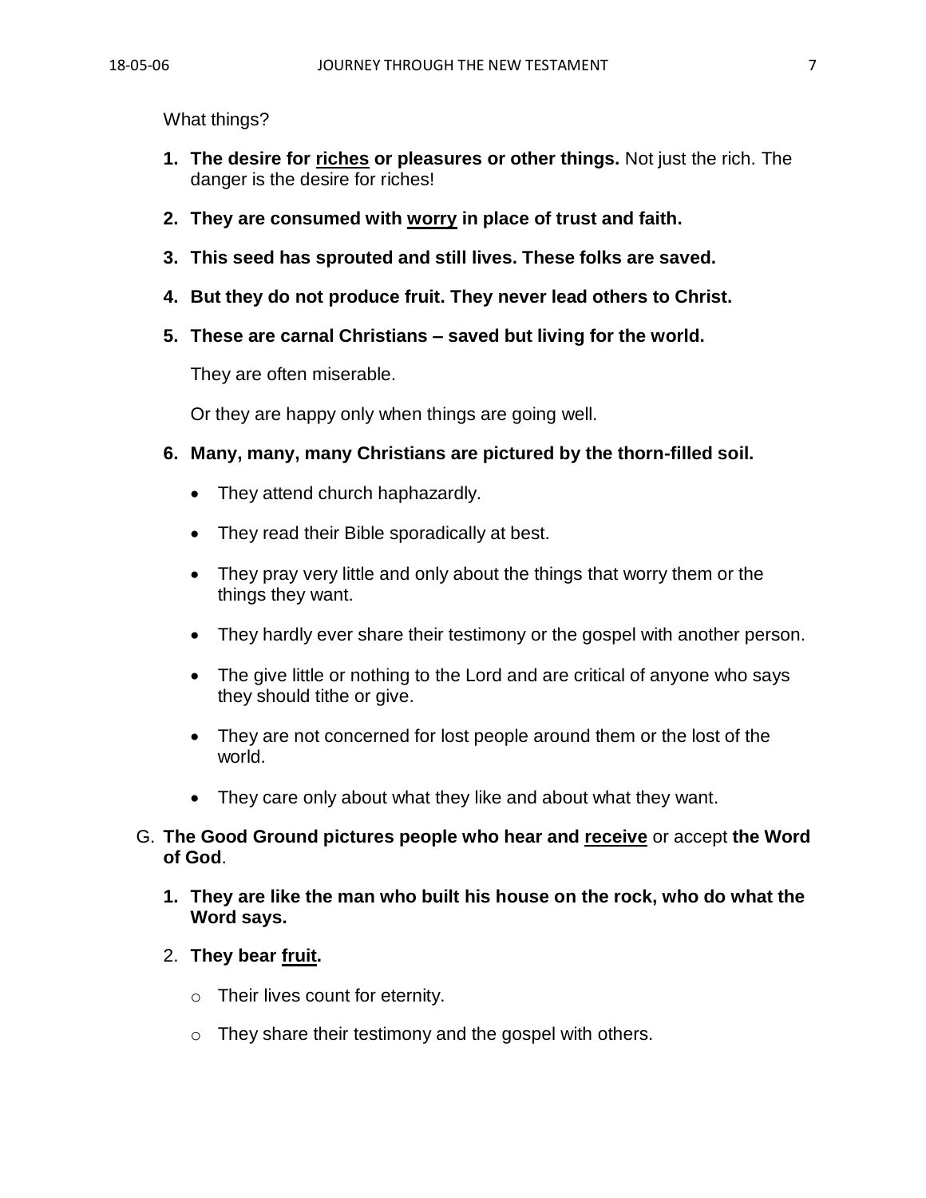What things?

1. **The desire for <u>riches</u> or pleasures or other things.** Not just the rich. The danger is the desire for riches!

2. **They are consumed with <u>worry</u> in place of trust and faith.**

3. **This seed has sprouted and still lives. These folks are saved.**

4. **But they do not produce fruit. They never lead others to Christ.**

5. **These are carnal Christians – saved but living for the world.**

   They are often miserable.

   Or they are happy only when things are going well.

6. **Many, many, many Christians are pictured by the thorn-filled soil.**

   - They attend church haphazardly.
   - They read their Bible sporadically at best.
   - They pray very little and only about the things that worry them or the things they want.
   - They hardly ever share their testimony or the gospel with another person.
   - The give little or nothing to the Lord and are critical of anyone who says they should tithe or give.
   - They are not concerned for lost people around them or the lost of the world.
   - They care only about what they like and about what they want.

G. **The Good Ground pictures people who hear and <u>receive</u>** or accept **the Word of God**.

1. **They are like the man who built his house on the rock, who do what the Word says.**

2. **They bear <u>fruit</u>.**

   - Their lives count for eternity.
   - They share their testimony and the gospel with others.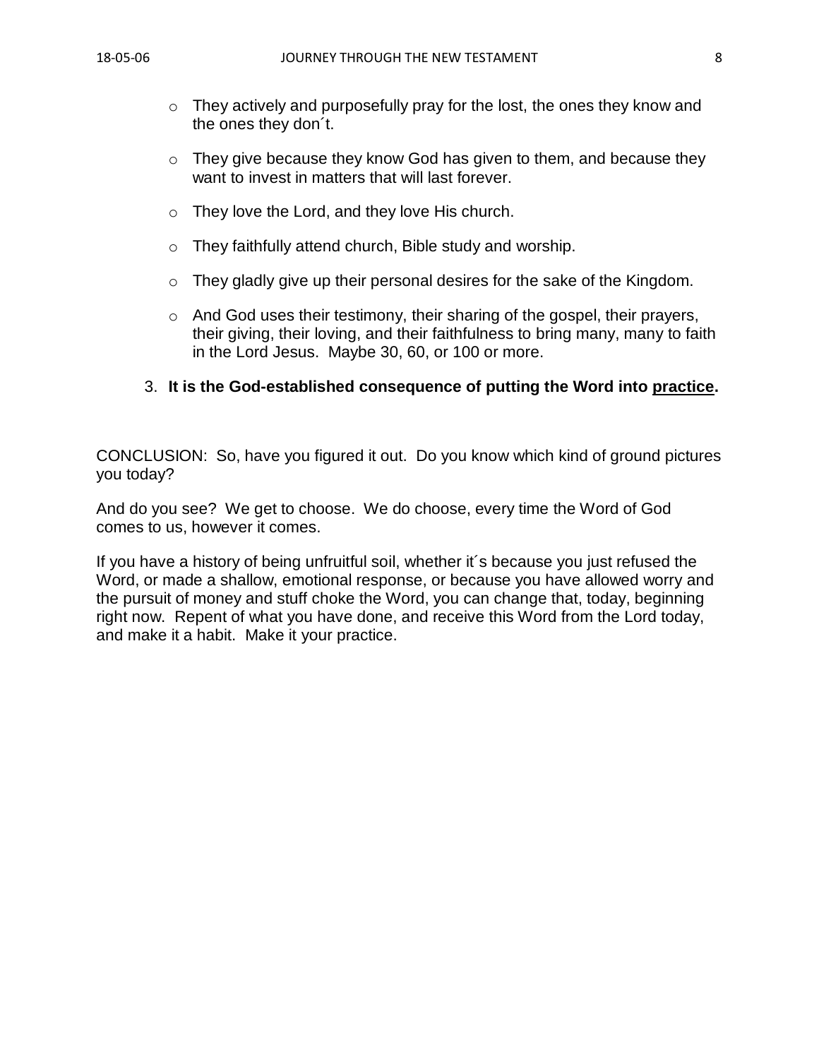- They actively and purposefully pray for the lost, the ones they know and the ones they don´t.
- They give because they know God has given to them, and because they want to invest in matters that will last forever.
- They love the Lord, and they love His church.
- They faithfully attend church, Bible study and worship.
- They gladly give up their personal desires for the sake of the Kingdom.
- And God uses their testimony, their sharing of the gospel, their prayers, their giving, their loving, and their faithfulness to bring many, many to faith in the Lord Jesus. Maybe 30, 60, or 100 or more.

3. **It is the God-established consequence of putting the Word into <u>practice</u>.**

CONCLUSION: So, have you figured it out. Do you know which kind of ground pictures you today?

And do you see? We get to choose. We do choose, every time the Word of God comes to us, however it comes.

If you have a history of being unfruitful soil, whether it´s because you just refused the Word, or made a shallow, emotional response, or because you have allowed worry and the pursuit of money and stuff choke the Word, you can change that, today, beginning right now. Repent of what you have done, and receive this Word from the Lord today, and make it a habit. Make it your practice.